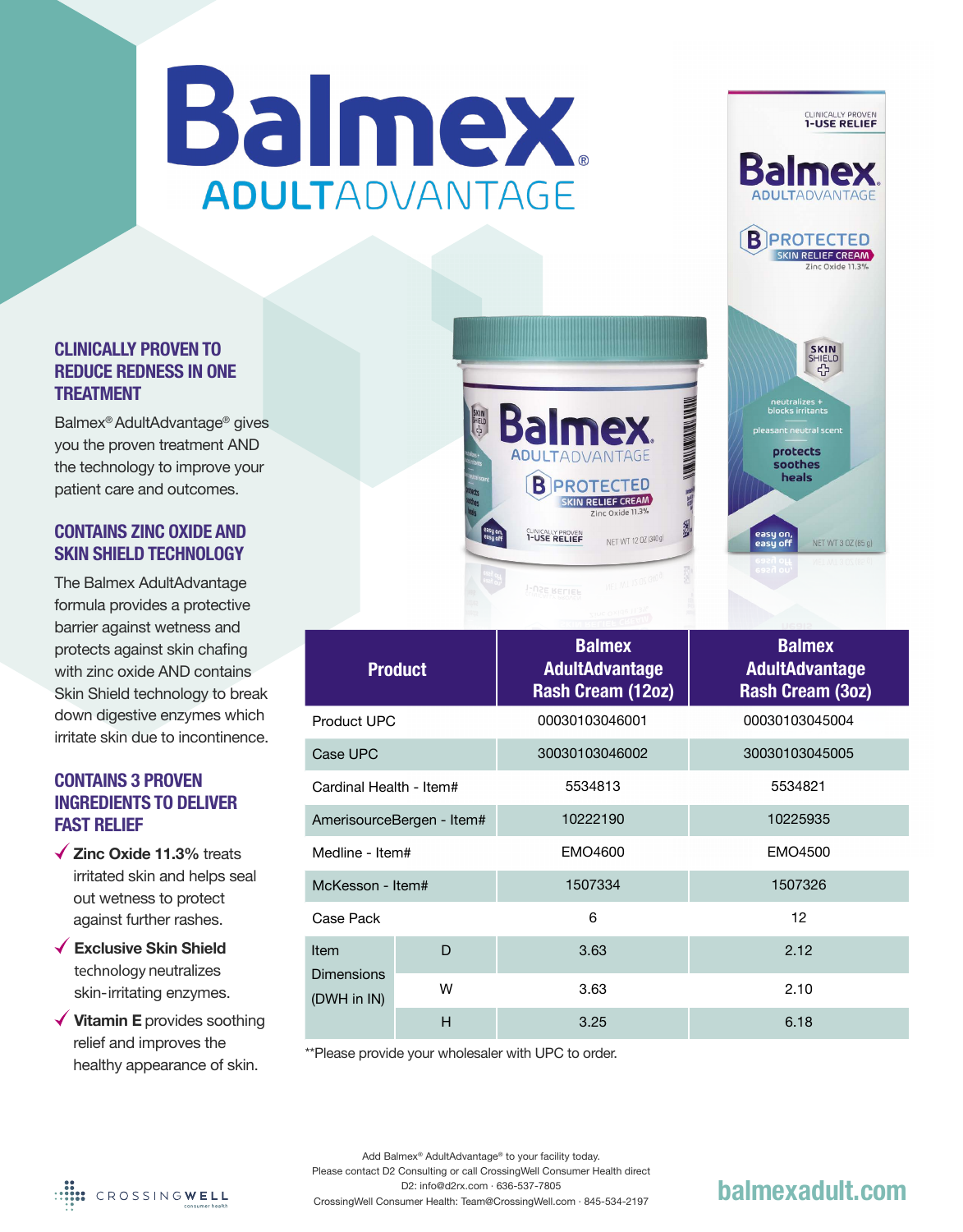# Balmex® ADULTADVANTAGE

## CLINICALLY PROVEN TO REDUCE REDNESS IN ONE TREATMENT

Balmex® AdultAdvantage® gives you the proven treatment AND the technology to improve your patient care and outcomes.

## CONTAINS ZINC OXIDE AND SKIN SHIELD TECHNOLOGY

The Balmex AdultAdvantage formula provides a protective barrier against wetness and protects against skin chafing with zinc oxide AND contains Skin Shield technology to break down digestive enzymes which irritate skin due to incontinence.

## CONTAINS 3 PROVEN INGREDIENTS TO DELIVER FAST RELIEF

- ✓ **Zinc Oxide 11.3%** treats irritated skin and helps seal out wetness to protect against further rashes.
- ✓ **Exclusive Skin Shield** technology neutralizes skin-irritating enzymes.
- ✓ **Vitamin E** provides soothing relief and improves the healthy appearance of skin.

| Product | | Balmex AdultAdvantage Rash Cream (12oz) | Balmex AdultAdvantage Rash Cream (3oz) |
|---|---|---|---|
| Product UPC | | 00030103046001 | 00030103045004 |
| Case UPC | | 30030103046002 | 30030103045005 |
| Cardinal Health - Item# | | 5534813 | 5534821 |
| AmerisourceBergen - Item# | | 10222190 | 10225935 |
| Medline - Item# | | EMO4600 | EMO4500 |
| McKesson - Item# | | 1507334 | 1507326 |
| Case Pack | | 6 | 12 |
| Item Dimensions (DWH in IN) | D | 3.63 | 2.12 |
| | W | 3.63 | 2.10 |
| | H | 3.25 | 6.18 |

**Please provide your wholesaler with UPC to order.

Add Balmex® AdultAdvantage® to your facility today.
Please contact D2 Consulting or call CrossingWell Consumer Health direct
D2: info@d2rx.com · 636-537-7805
CrossingWell Consumer Health: Team@CrossingWell.com · 845-534-2197

CROSSINGWELL consumer health

balmexadult.com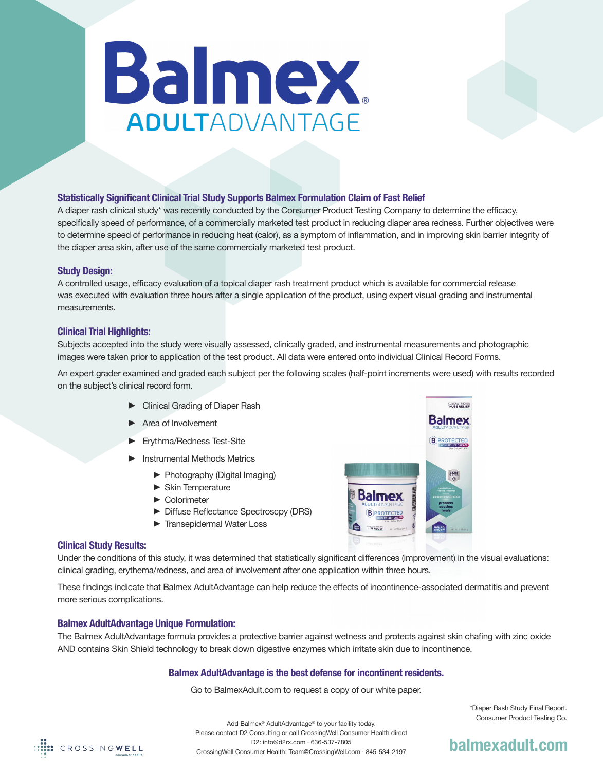# Balmex® ADULTADVANTAGE

## Statistically Significant Clinical Trial Study Supports Balmex Formulation Claim of Fast Relief

A diaper rash clinical study* was recently conducted by the Consumer Product Testing Company to determine the efficacy, specifically speed of performance, of a commercially marketed test product in reducing diaper area redness. Further objectives were to determine speed of performance in reducing heat (calor), as a symptom of inflammation, and in improving skin barrier integrity of the diaper area skin, after use of the same commercially marketed test product.

## Study Design:

A controlled usage, efficacy evaluation of a topical diaper rash treatment product which is available for commercial release was executed with evaluation three hours after a single application of the product, using expert visual grading and instrumental measurements.

## Clinical Trial Highlights:

Subjects accepted into the study were visually assessed, clinically graded, and instrumental measurements and photographic images were taken prior to application of the test product. All data were entered onto individual Clinical Record Forms.

An expert grader examined and graded each subject per the following scales (half-point increments were used) with results recorded on the subject's clinical record form.

- Clinical Grading of Diaper Rash
- Area of Involvement
- Erythma/Redness Test-Site
- Instrumental Methods Metrics
  - Photography (Digital Imaging)
  - Skin Temperature
  - Colorimeter
  - Diffuse Reflectance Spectroscpy (DRS)
  - Transepidermal Water Loss

## Clinical Study Results:

Under the conditions of this study, it was determined that statistically significant differences (improvement) in the visual evaluations: clinical grading, erythema/redness, and area of involvement after one application within three hours.

These findings indicate that Balmex AdultAdvantage can help reduce the effects of incontinence-associated dermatitis and prevent more serious complications.

## Balmex AdultAdvantage Unique Formulation:

The Balmex AdultAdvantage formula provides a protective barrier against wetness and protects against skin chafing with zinc oxide AND contains Skin Shield technology to break down digestive enzymes which irritate skin due to incontinence.

**Balmex AdultAdvantage is the best defense for incontinent residents.**

Go to BalmexAdult.com to request a copy of our white paper.

*Diaper Rash Study Final Report.
Consumer Product Testing Co.

Add Balmex® AdultAdvantage® to your facility today.
Please contact D2 Consulting or call CrossingWell Consumer Health direct
D2: info@d2rx.com · 636-537-7805
CrossingWell Consumer Health: Team@CrossingWell.com · 845-534-2197

CROSSINGWELL consumer health

balmexadult.com